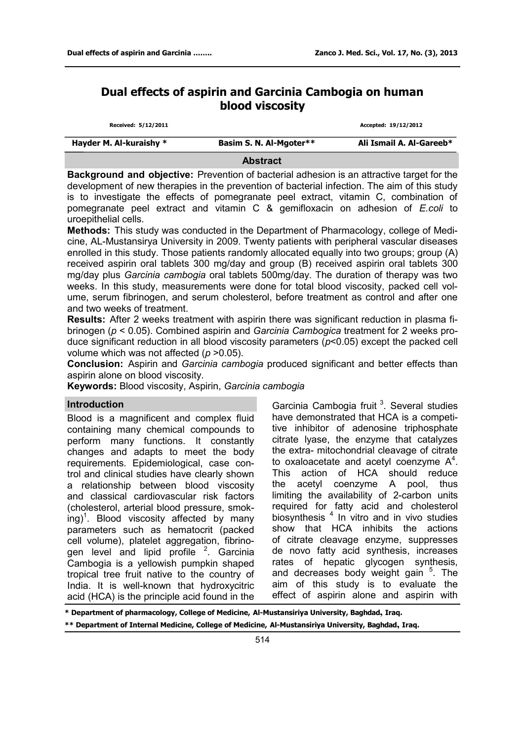# Dual effects of aspirin and Garcinia Cambogia on human blood viscosity

**Received: 5/12/2011** **Accepted: 19/12/2012**

| Hayder M. Al-kuraishy * | Basim S. N. Al-Mgoter** | Ali Ismail A. Al-Gareeb* |
|---|---|---|

## Abstract

**Background and objective:** Prevention of bacterial adhesion is an attractive target for the development of new therapies in the prevention of bacterial infection. The aim of this study is to investigate the effects of pomegranate peel extract, vitamin C, combination of pomegranate peel extract and vitamin C & gemifloxacin on adhesion of *E.coli* to uroepithelial cells.

**Methods:** This study was conducted in the Department of Pharmacology, college of Medicine, AL-Mustansirya University in 2009. Twenty patients with peripheral vascular diseases enrolled in this study. Those patients randomly allocated equally into two groups; group (A) received aspirin oral tablets 300 mg/day and group (B) received aspirin oral tablets 300 mg/day plus *Garcinia cambogia* oral tablets 500mg/day. The duration of therapy was two weeks. In this study, measurements were done for total blood viscosity, packed cell volume, serum fibrinogen, and serum cholesterol, before treatment as control and after one and two weeks of treatment.

**Results:** After 2 weeks treatment with aspirin there was significant reduction in plasma fibrinogen ($p < 0.05$). Combined aspirin and *Garcinia Cambogica* treatment for 2 weeks produce significant reduction in all blood viscosity parameters ($p<0.05$) except the packed cell volume which was not affected ($p >0.05$).

**Conclusion:** Aspirin and *Garcinia cambogia* produced significant and better effects than aspirin alone on blood viscosity.

**Keywords:** Blood viscosity, Aspirin, *Garcinia cambogia*

## Introduction

Blood is a magnificent and complex fluid containing many chemical compounds to perform many functions. It constantly changes and adapts to meet the body requirements. Epidemiological, case control and clinical studies have clearly shown a relationship between blood viscosity and classical cardiovascular risk factors (cholesterol, arterial blood pressure, smoking)[1]. Blood viscosity affected by many parameters such as hematocrit (packed cell volume), platelet aggregation, fibrinogen level and lipid profile [2]. Garcinia Cambogia is a yellowish pumpkin shaped tropical tree fruit native to the country of India. It is well-known that hydroxycitric acid (HCA) is the principle acid found in the Garcinia Cambogia fruit [3]. Several studies have demonstrated that HCA is a competitive inhibitor of adenosine triphosphate citrate lyase, the enzyme that catalyzes the extra- mitochondrial cleavage of citrate to oxaloacetate and acetyl coenzyme A[4]. This action of HCA should reduce the acetyl coenzyme A pool, thus limiting the availability of 2-carbon units required for fatty acid and cholesterol biosynthesis [4] In vitro and in vivo studies show that HCA inhibits the actions of citrate cleavage enzyme, suppresses de novo fatty acid synthesis, increases rates of hepatic glycogen synthesis, and decreases body weight gain [5]. The aim of this study is to evaluate the effect of aspirin alone and aspirin with

\* Department of pharmacology, College of Medicine, Al-Mustansiriya University, Baghdad, Iraq.

\*\* Department of Internal Medicine, College of Medicine, Al-Mustansiriya University, Baghdad, Iraq.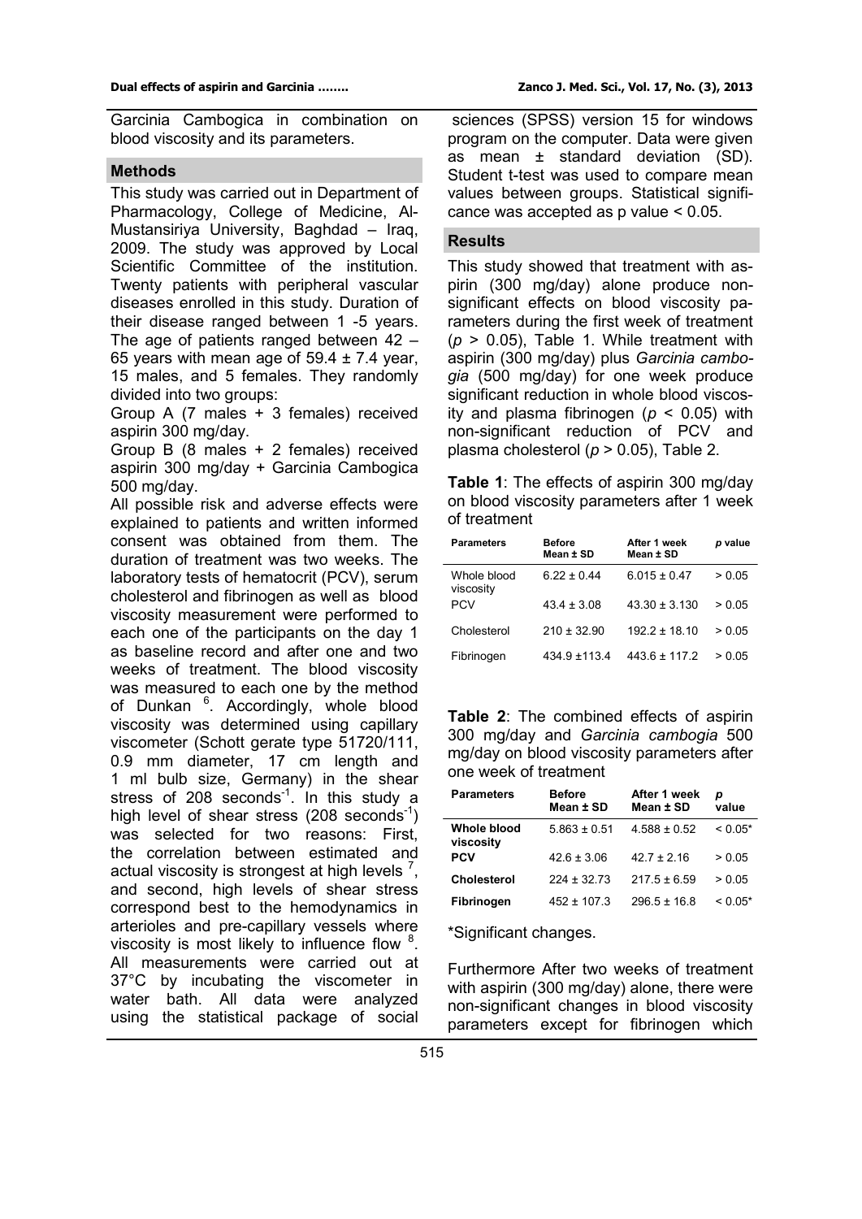Garcinia Cambogica in combination on blood viscosity and its parameters.

## Methods

This study was carried out in Department of Pharmacology, College of Medicine, Al-Mustansiriya University, Baghdad – Iraq, 2009. The study was approved by Local Scientific Committee of the institution. Twenty patients with peripheral vascular diseases enrolled in this study. Duration of their disease ranged between 1 -5 years. The age of patients ranged between 42 – 65 years with mean age of 59.4 ± 7.4 year, 15 males, and 5 females. They randomly divided into two groups:

Group A (7 males + 3 females) received aspirin 300 mg/day.

Group B (8 males + 2 females) received aspirin 300 mg/day + Garcinia Cambogica 500 mg/day.

All possible risk and adverse effects were explained to patients and written informed consent was obtained from them. The duration of treatment was two weeks. The laboratory tests of hematocrit (PCV), serum cholesterol and fibrinogen as well as blood viscosity measurement were performed to each one of the participants on the day 1 as baseline record and after one and two weeks of treatment. The blood viscosity was measured to each one by the method of Dunkan [6]. Accordingly, whole blood viscosity was determined using capillary viscometer (Schott gerate type 51720/111, 0.9 mm diameter, 17 cm length and 1 ml bulb size, Germany) in the shear stress of 208 $seconds^{-1}$. In this study a high level of shear stress (208 $seconds^{-1}$) was selected for two reasons: First, the correlation between estimated and actual viscosity is strongest at high levels [7], and second, high levels of shear stress correspond best to the hemodynamics in arterioles and pre-capillary vessels where viscosity is most likely to influence flow [8]. All measurements were carried out at 37°C by incubating the viscometer in water bath. All data were analyzed using the statistical package of social sciences (SPSS) version 15 for windows program on the computer. Data were given as mean ± standard deviation (SD). Student t-test was used to compare mean values between groups. Statistical significance was accepted as p value < 0.05.

## Results

This study showed that treatment with aspirin (300 mg/day) alone produce non-significant effects on blood viscosity parameters during the first week of treatment ($p > 0.05$), Table 1. While treatment with aspirin (300 mg/day) plus *Garcinia cambogia* (500 mg/day) for one week produce significant reduction in whole blood viscosity and plasma fibrinogen ($p < 0.05$) with non-significant reduction of PCV and plasma cholesterol ($p > 0.05$), Table 2.

**Table 1**: The effects of aspirin 300 mg/day on blood viscosity parameters after 1 week of treatment

| Parameters | Before Mean ± SD | After 1 week Mean ± SD | *p* value |
|---|---|---|---|
| Whole blood viscosity | 6.22 ± 0.44 | 6.015 ± 0.47 | > 0.05 |
| PCV | 43.4 ± 3.08 | 43.30 ± 3.130 | > 0.05 |
| Cholesterol | 210 ± 32.90 | 192.2 ± 18.10 | > 0.05 |
| Fibrinogen | 434.9 ±113.4 | 443.6 ± 117.2 | > 0.05 |

**Table 2**: The combined effects of aspirin 300 mg/day and *Garcinia cambogia* 500 mg/day on blood viscosity parameters after one week of treatment

| Parameters | Before Mean ± SD | After 1 week Mean ± SD | *p* value |
|---|---|---|---|
| **Whole blood viscosity** | 5.863 ± 0.51 | 4.588 ± 0.52 | < 0.05* |
| **PCV** | 42.6 ± 3.06 | 42.7 ± 2.16 | > 0.05 |
| **Cholesterol** | 224 ± 32.73 | 217.5 ± 6.59 | > 0.05 |
| **Fibrinogen** | 452 ± 107.3 | 296.5 ± 16.8 | < 0.05* |

*Significant changes.

Furthermore After two weeks of treatment with aspirin (300 mg/day) alone, there were non-significant changes in blood viscosity parameters except for fibrinogen which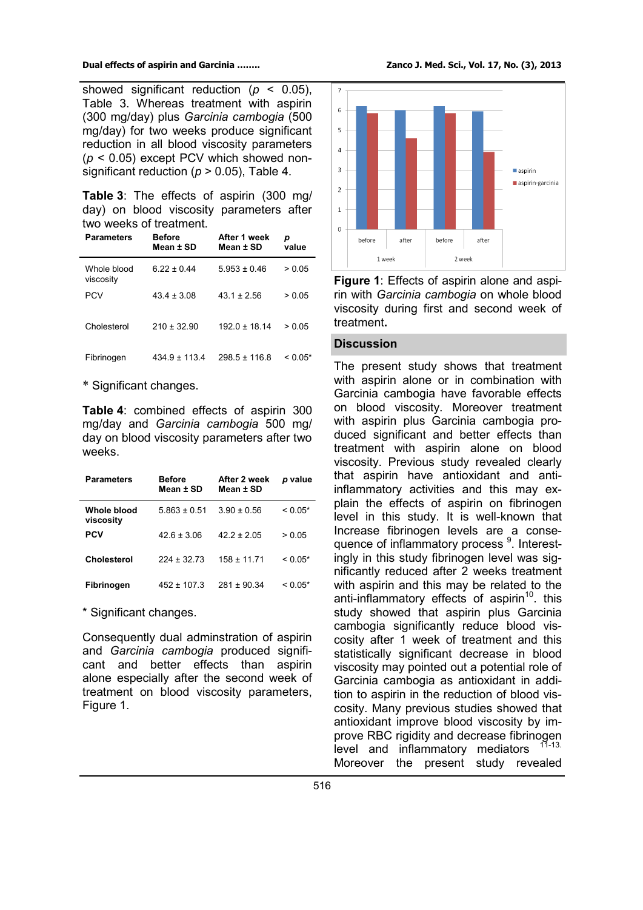showed significant reduction ($p < 0.05$), Table 3. Whereas treatment with aspirin (300 mg/day) plus *Garcinia cambogia* (500 mg/day) for two weeks produce significant reduction in all blood viscosity parameters ($p < 0.05$) except PCV which showed non-significant reduction ($p > 0.05$), Table 4.

**Table 3**: The effects of aspirin (300 mg/day) on blood viscosity parameters after two weeks of treatment.

| Parameters | Before Mean ± SD | After 1 week Mean ± SD | p value |
|---|---|---|---|
| Whole blood viscosity | 6.22 ± 0.44 | 5.953 ± 0.46 | > 0.05 |
| PCV | 43.4 ± 3.08 | 43.1 ± 2.56 | > 0.05 |
| Cholesterol | 210 ± 32.90 | 192.0 ± 18.14 | > 0.05 |
| Fibrinogen | 434.9 ± 113.4 | 298.5 ± 116.8 | < 0.05* |

\* Significant changes.

**Table 4**: combined effects of aspirin 300 mg/day and *Garcinia cambogia* 500 mg/day on blood viscosity parameters after two weeks.

| Parameters | Before Mean ± SD | After 2 week Mean ± SD | p value |
|---|---|---|---|
| **Whole blood viscosity** | 5.863 ± 0.51 | 3.90 ± 0.56 | < 0.05* |
| **PCV** | 42.6 ± 3.06 | 42.2 ± 2.05 | > 0.05 |
| **Cholesterol** | 224 ± 32.73 | 158 ± 11.71 | < 0.05* |
| **Fibrinogen** | 452 ± 107.3 | 281 ± 90.34 | < 0.05* |

\* Significant changes.

Consequently dual adminstration of aspirin and *Garcinia cambogia* produced significant and better effects than aspirin alone especially after the second week of treatment on blood viscosity parameters, Figure 1.

**Figure 1**: Effects of aspirin alone and aspirin with *Garcinia cambogia* on whole blood viscosity during first and second week of treatment**.**

## Discussion

The present study shows that treatment with aspirin alone or in combination with Garcinia cambogia have favorable effects on blood viscosity. Moreover treatment with aspirin plus Garcinia cambogia produced significant and better effects than treatment with aspirin alone on blood viscosity. Previous study revealed clearly that aspirin have antioxidant and anti-inflammatory activities and this may explain the effects of aspirin on fibrinogen level in this study. It is well-known that Increase fibrinogen levels are a consequence of inflammatory process [9]. Interestingly in this study fibrinogen level was significantly reduced after 2 weeks treatment with aspirin and this may be related to the anti-inflammatory effects of aspirin[10]. this study showed that aspirin plus Garcinia cambogia significantly reduce blood viscosity after 1 week of treatment and this statistically significant decrease in blood viscosity may pointed out a potential role of Garcinia cambogia as antioxidant in addition to aspirin in the reduction of blood viscosity. Many previous studies showed that antioxidant improve blood viscosity by improve RBC rigidity and decrease fibrinogen level and inflammatory mediators [11-13]. Moreover the present study revealed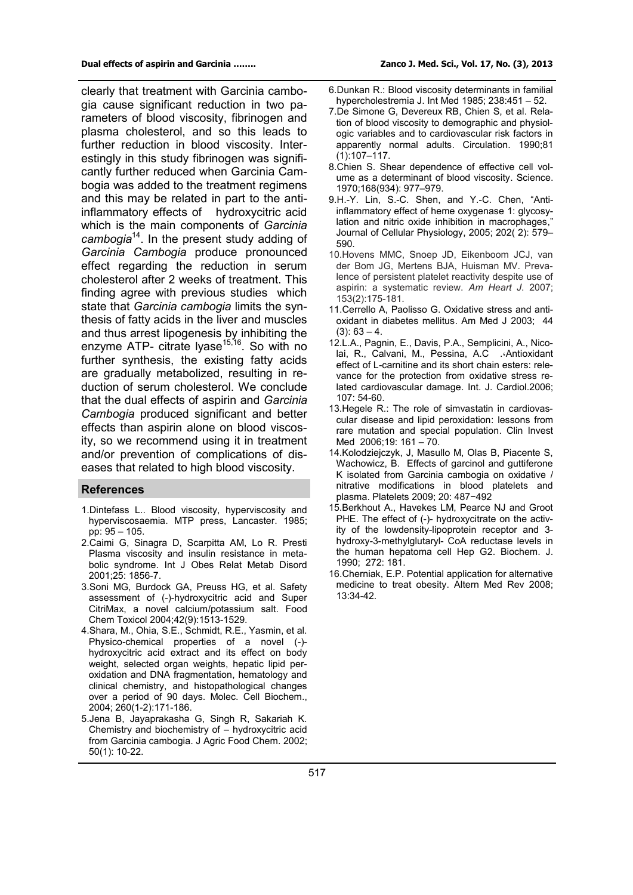clearly that treatment with Garcinia cambogia cause significant reduction in two parameters of blood viscosity, fibrinogen and plasma cholesterol, and so this leads to further reduction in blood viscosity. Interestingly in this study fibrinogen was significantly further reduced when Garcinia Cambogia was added to the treatment regimens and this may be related in part to the anti-inflammatory effects of hydroxycitric acid which is the main components of *Garcinia cambogia*[14]. In the present study adding of *Garcinia Cambogia* produce pronounced effect regarding the reduction in serum cholesterol after 2 weeks of treatment. This finding agree with previous studies which state that *Garcinia cambogia* limits the synthesis of fatty acids in the liver and muscles and thus arrest lipogenesis by inhibiting the enzyme ATP- citrate lyase[15,16]. So with no further synthesis, the existing fatty acids are gradually metabolized, resulting in reduction of serum cholesterol. We conclude that the dual effects of aspirin and *Garcinia Cambogia* produced significant and better effects than aspirin alone on blood viscosity, so we recommend using it in treatment and/or prevention of complications of diseases that related to high blood viscosity.

## References

1. Dintefass L.. Blood viscosity, hyperviscosity and hyperviscosaemia. MTP press, Lancaster. 1985; pp: 95 – 105.
2. Caimi G, Sinagra D, Scarpitta AM, Lo R. Presti Plasma viscosity and insulin resistance in metabolic syndrome. Int J Obes Relat Metab Disord 2001;25: 1856-7.
3. Soni MG, Burdock GA, Preuss HG, et al. Safety assessment of (-)-hydroxycitric acid and Super CitriMax, a novel calcium/potassium salt. Food Chem Toxicol 2004;42(9):1513-1529.
4. Shara, M., Ohia, S.E., Schmidt, R.E., Yasmin, et al. Physico-chemical properties of a novel (-)-hydroxycitric acid extract and its effect on body weight, selected organ weights, hepatic lipid peroxidation and DNA fragmentation, hematology and clinical chemistry, and histopathological changes over a period of 90 days. Molec. Cell Biochem., 2004; 260(1-2):171-186.
5. Jena B, Jayaprakasha G, Singh R, Sakariah K. Chemistry and biochemistry of – hydroxycitric acid from Garcinia cambogia. J Agric Food Chem. 2002; 50(1): 10-22.
6. Dunkan R.: Blood viscosity determinants in familial hypercholestremia J. Int Med 1985; 238:451 – 52.
7. De Simone G, Devereux RB, Chien S, et al. Relation of blood viscosity to demographic and physiologic variables and to cardiovascular risk factors in apparently normal adults. Circulation. 1990;81 (1):107–117.
8. Chien S. Shear dependence of effective cell volume as a determinant of blood viscosity. Science. 1970;168(934): 977–979.
9. H.-Y. Lin, S.-C. Shen, and Y.-C. Chen, "Anti-inflammatory effect of heme oxygenase 1: glycosylation and nitric oxide inhibition in macrophages," Journal of Cellular Physiology, 2005; 202( 2): 579–590.
10. Hovens MMC, Snoep JD, Eikenboom JCJ, van der Bom JG, Mertens BJA, Huisman MV. Prevalence of persistent platelet reactivity despite use of aspirin: a systematic review. *Am Heart J*. 2007; 153(2):175-181.
11. Cerrello A, Paolisso G. Oxidative stress and antioxidant in diabetes mellitus. Am Med J 2003; 44 (3): 63 – 4.
12. L.A., Pagnin, E., Davis, P.A., Semplicini, A., Nicolai, R., Calvani, M., Pessina, A.C .،Antioxidant effect of L-carnitine and its short chain esters: relevance for the protection from oxidative stress related cardiovascular damage. Int. J. Cardiol.2006; 107: 54-60.
13. Hegele R.: The role of simvastatin in cardiovascular disease and lipid peroxidation: lessons from rare mutation and special population. Clin Invest Med 2006;19: 161 – 70.
14. Kolodziejczyk, J, Masullo M, Olas B, Piacente S, Wachowicz, B. Effects of garcinol and guttiferone K isolated from Garcinia cambogia on oxidative / nitrative modifications in blood platelets and plasma. Platelets 2009; 20: 487−492
15. Berkhout A., Havekes LM, Pearce NJ and Groot PHE. The effect of (-)- hydroxycitrate on the activity of the lowdensity-lipoprotein receptor and 3-hydroxy-3-methylglutaryl- CoA reductase levels in the human hepatoma cell Hep G2. Biochem. J. 1990; 272: 181.
16. Cherniak, E.P. Potential application for alternative medicine to treat obesity. Altern Med Rev 2008; 13:34-42.